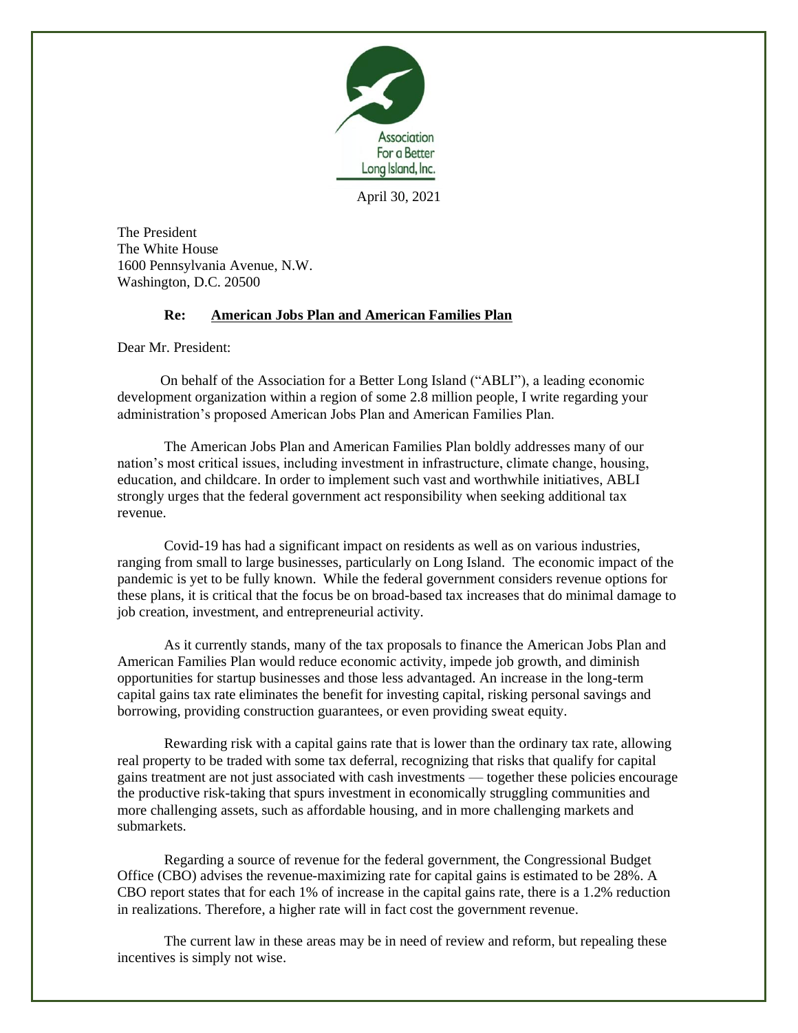Association For a Better Long Island, Inc.

April 30, 2021

The President
The White House
1600 Pennsylvania Avenue, N.W.
Washington, D.C. 20500

**Re: American Jobs Plan and American Families Plan**

Dear Mr. President:

On behalf of the Association for a Better Long Island ("ABLI"), a leading economic development organization within a region of some 2.8 million people, I write regarding your administration's proposed American Jobs Plan and American Families Plan.

The American Jobs Plan and American Families Plan boldly addresses many of our nation's most critical issues, including investment in infrastructure, climate change, housing, education, and childcare. In order to implement such vast and worthwhile initiatives, ABLI strongly urges that the federal government act responsibility when seeking additional tax revenue.

Covid-19 has had a significant impact on residents as well as on various industries, ranging from small to large businesses, particularly on Long Island. The economic impact of the pandemic is yet to be fully known. While the federal government considers revenue options for these plans, it is critical that the focus be on broad-based tax increases that do minimal damage to job creation, investment, and entrepreneurial activity.

As it currently stands, many of the tax proposals to finance the American Jobs Plan and American Families Plan would reduce economic activity, impede job growth, and diminish opportunities for startup businesses and those less advantaged. An increase in the long-term capital gains tax rate eliminates the benefit for investing capital, risking personal savings and borrowing, providing construction guarantees, or even providing sweat equity.

Rewarding risk with a capital gains rate that is lower than the ordinary tax rate, allowing real property to be traded with some tax deferral, recognizing that risks that qualify for capital gains treatment are not just associated with cash investments — together these policies encourage the productive risk-taking that spurs investment in economically struggling communities and more challenging assets, such as affordable housing, and in more challenging markets and submarkets.

Regarding a source of revenue for the federal government, the Congressional Budget Office (CBO) advises the revenue-maximizing rate for capital gains is estimated to be 28%. A CBO report states that for each 1% of increase in the capital gains rate, there is a 1.2% reduction in realizations. Therefore, a higher rate will in fact cost the government revenue.

The current law in these areas may be in need of review and reform, but repealing these incentives is simply not wise.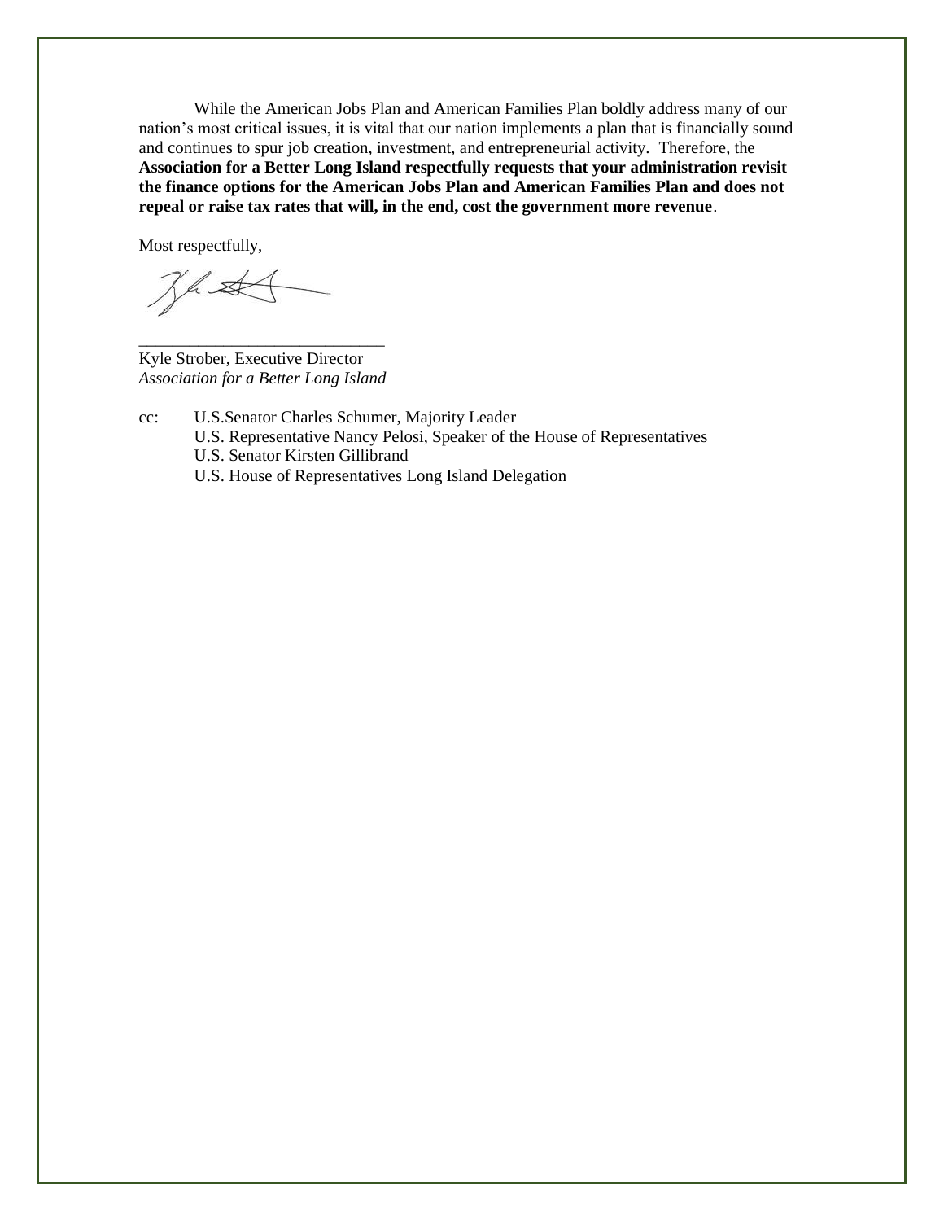While the American Jobs Plan and American Families Plan boldly address many of our nation's most critical issues, it is vital that our nation implements a plan that is financially sound and continues to spur job creation, investment, and entrepreneurial activity. Therefore, the **Association for a Better Long Island respectfully requests that your administration revisit the finance options for the American Jobs Plan and American Families Plan and does not repeal or raise tax rates that will, in the end, cost the government more revenue**.

Most respectfully,

_____________________________

Kyle Strober, Executive Director
*Association for a Better Long Island*

cc: U.S.Senator Charles Schumer, Majority Leader
U.S. Representative Nancy Pelosi, Speaker of the House of Representatives
U.S. Senator Kirsten Gillibrand
U.S. House of Representatives Long Island Delegation